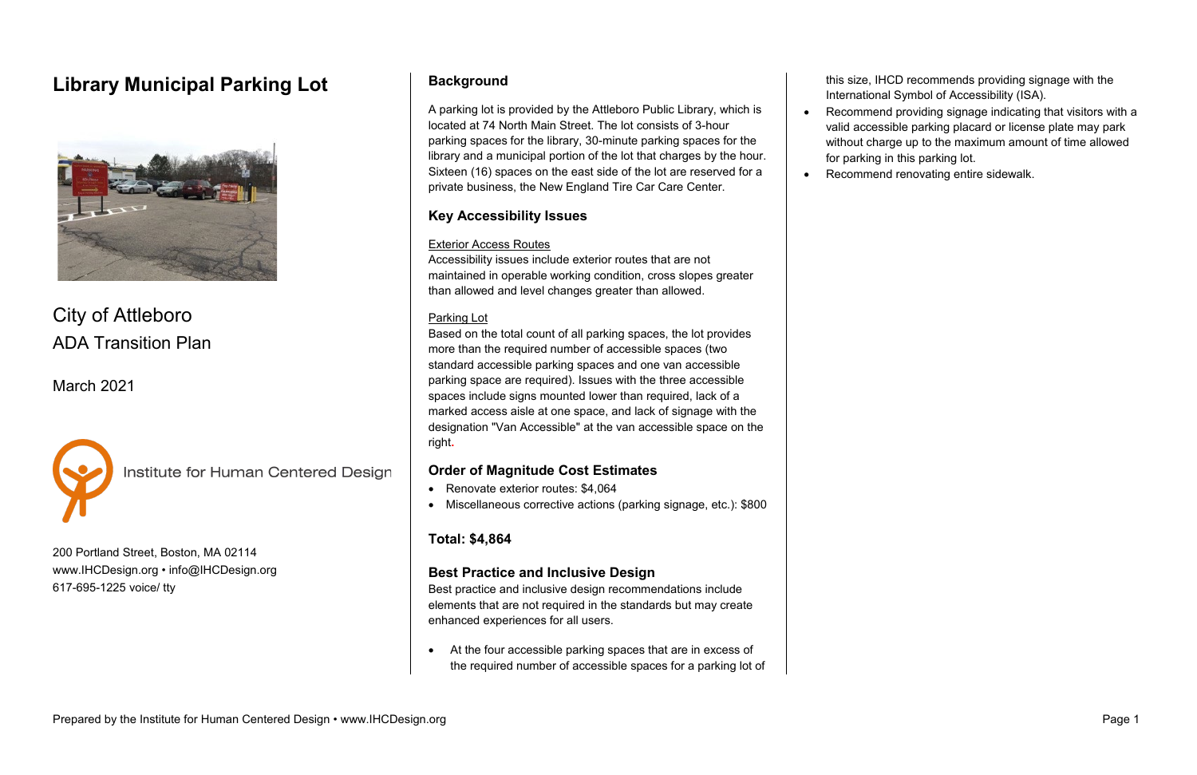# Library Municipal Parking Lot

City of Attleboro
ADA Transition Plan

March 2021

Institute for Human Centered Design

200 Portland Street, Boston, MA 02114
www.IHCDesign.org • info@IHCDesign.org
617-695-1225 voice/ tty

## Background

A parking lot is provided by the Attleboro Public Library, which is located at 74 North Main Street. The lot consists of 3-hour parking spaces for the library, 30-minute parking spaces for the library and a municipal portion of the lot that charges by the hour. Sixteen (16) spaces on the east side of the lot are reserved for a private business, the New England Tire Car Care Center.

## Key Accessibility Issues

Exterior Access Routes
Accessibility issues include exterior routes that are not maintained in operable working condition, cross slopes greater than allowed and level changes greater than allowed.

Parking Lot
Based on the total count of all parking spaces, the lot provides more than the required number of accessible spaces (two standard accessible parking spaces and one van accessible parking space are required). Issues with the three accessible spaces include signs mounted lower than required, lack of a marked access aisle at one space, and lack of signage with the designation "Van Accessible" at the van accessible space on the right.

## Order of Magnitude Cost Estimates

- Renovate exterior routes: $4,064
- Miscellaneous corrective actions (parking signage, etc.): $800

**Total: $4,864**

## Best Practice and Inclusive Design

Best practice and inclusive design recommendations include elements that are not required in the standards but may create enhanced experiences for all users.

- At the four accessible parking spaces that are in excess of the required number of accessible spaces for a parking lot of this size, IHCD recommends providing signage with the International Symbol of Accessibility (ISA).
- Recommend providing signage indicating that visitors with a valid accessible parking placard or license plate may park without charge up to the maximum amount of time allowed for parking in this parking lot.
- Recommend renovating entire sidewalk.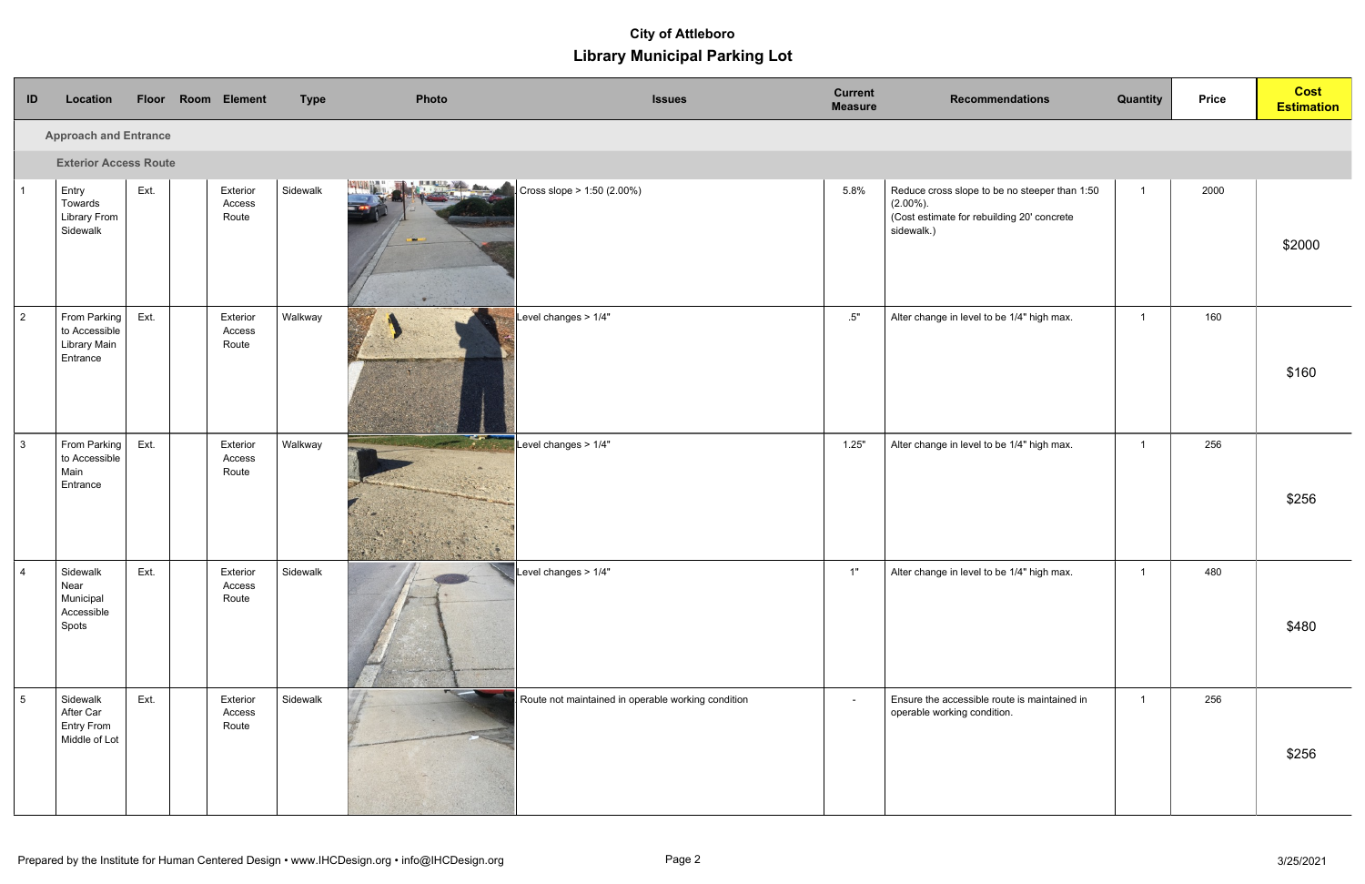# City of Attleboro

## Library Municipal Parking Lot

| ID | Location | Floor | Room | Element | Type | Photo | Issues | Current Measure | Recommendations | Quantity | Price | Cost Estimation |
|---|---|---|---|---|---|---|---|---|---|---|---|---|
| **Approach and Entrance** | | | | | | | | | | | | |
| **Exterior Access Route** | | | | | | | | | | | | |
| 1 | Entry Towards Library From Sidewalk | Ext. | | Exterior Access Route | Sidewalk | | Cross slope > 1:50 (2.00%) | 5.8% | Reduce cross slope to be no steeper than 1:50 (2.00%). (Cost estimate for rebuilding 20' concrete sidewalk.) | 1 | 2000 | $2000 |
| 2 | From Parking to Accessible Library Main Entrance | Ext. | | Exterior Access Route | Walkway | | Level changes > 1/4" | .5" | Alter change in level to be 1/4" high max. | 1 | 160 | $160 |
| 3 | From Parking to Accessible Main Entrance | Ext. | | Exterior Access Route | Walkway | | Level changes > 1/4" | 1.25" | Alter change in level to be 1/4" high max. | 1 | 256 | $256 |
| 4 | Sidewalk Near Municipal Accessible Spots | Ext. | | Exterior Access Route | Sidewalk | | Level changes > 1/4" | 1" | Alter change in level to be 1/4" high max. | 1 | 480 | $480 |
| 5 | Sidewalk After Car Entry From Middle of Lot | Ext. | | Exterior Access Route | Sidewalk | | Route not maintained in operable working condition | - | Ensure the accessible route is maintained in operable working condition. | 1 | 256 | $256 |

Prepared by the Institute for Human Centered Design • www.IHCDesign.org • info@IHCDesign.org

3/25/2021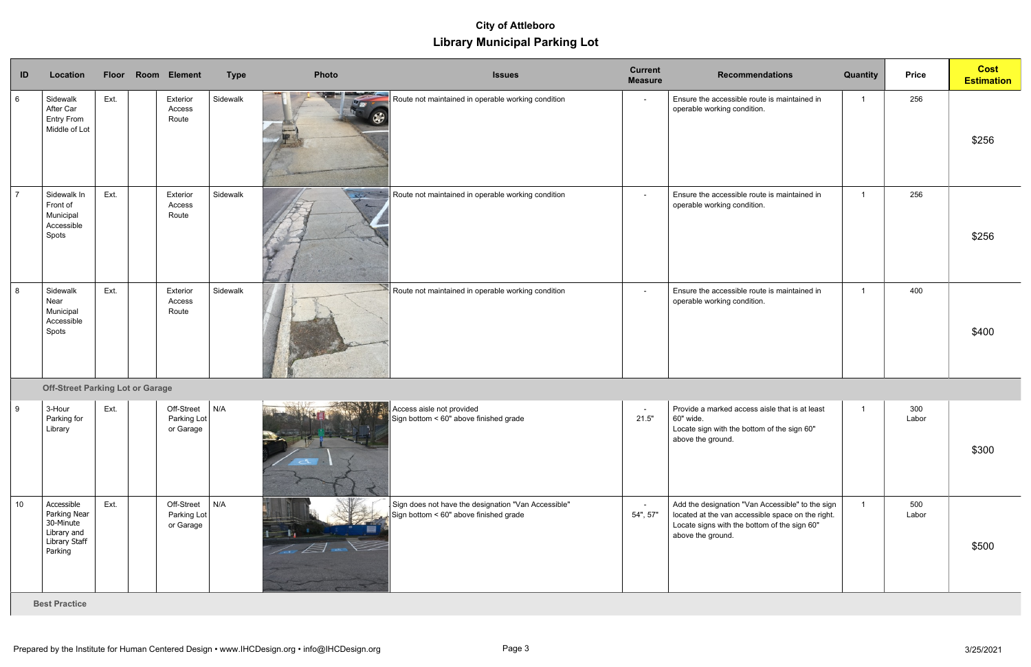# City of Attleboro

## Library Municipal Parking Lot

| ID | Location | Floor | Room | Element | Type | Photo | Issues | Current Measure | Recommendations | Quantity | Price | Cost Estimation |
|---|---|---|---|---|---|---|---|---|---|---|---|---|
| 6 | Sidewalk After Car Entry From Middle of Lot | Ext. | | Exterior Access Route | Sidewalk | | Route not maintained in operable working condition | - | Ensure the accessible route is maintained in operable working condition. | 1 | 256 | $256 |
| 7 | Sidewalk In Front of Municipal Accessible Spots | Ext. | | Exterior Access Route | Sidewalk | | Route not maintained in operable working condition | - | Ensure the accessible route is maintained in operable working condition. | 1 | 256 | $256 |
| 8 | Sidewalk Near Municipal Accessible Spots | Ext. | | Exterior Access Route | Sidewalk | | Route not maintained in operable working condition | - | Ensure the accessible route is maintained in operable working condition. | 1 | 400 | $400 |
| | **Off-Street Parking Lot or Garage** | | | | | | | | | | | |
| 9 | 3-Hour Parking for Library | Ext. | | Off-Street Parking Lot or Garage | N/A | | Access aisle not provided<br>Sign bottom < 60" above finished grade | -<br>21.5" | Provide a marked access aisle that is at least 60" wide.<br>Locate sign with the bottom of the sign 60" above the ground. | 1 | 300 Labor | $300 |
| 10 | Accessible Parking Near 30-Minute Library and Library Staff Parking | Ext. | | Off-Street Parking Lot or Garage | N/A | | Sign does not have the designation "Van Accessible"<br>Sign bottom < 60" above finished grade | -<br>54", 57" | Add the designation "Van Accessible" to the sign located at the van accessible space on the right.<br>Locate signs with the bottom of the sign 60" above the ground. | 1 | 500 Labor | $500 |
| | **Best Practice** | | | | | | | | | | | |

Prepared by the Institute for Human Centered Design • www.IHCDesign.org • info@IHCDesign.org

3/25/2021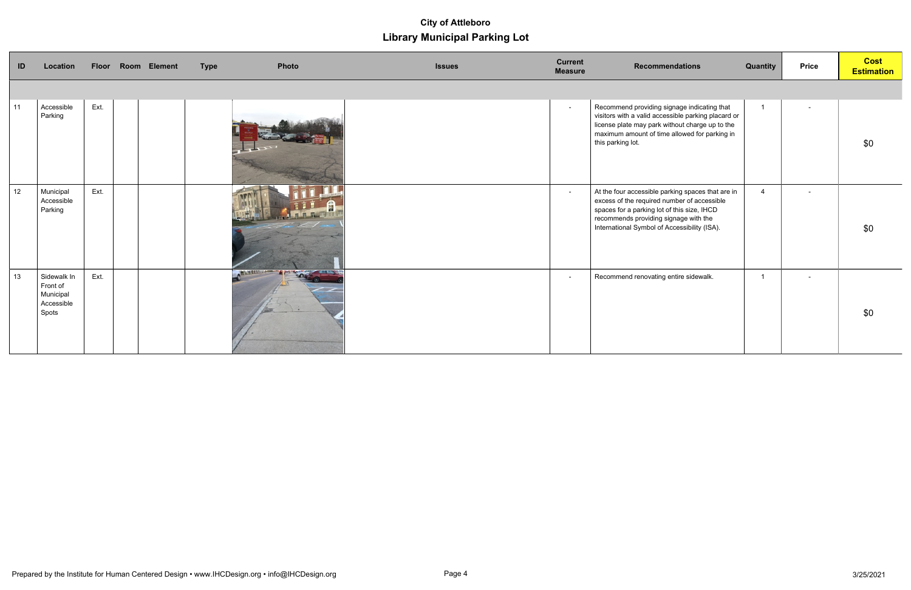**City of Attleboro**

## Library Municipal Parking Lot

| ID | Location | Floor | Room | Element | Type | Photo | Issues | Current Measure | Recommendations | Quantity | Price | Cost Estimation |
|---|---|---|---|---|---|---|---|---|---|---|---|---|
| | | | | | | | | | | | | |
| 11 | Accessible Parking | Ext. | | | | | | - | Recommend providing signage indicating that visitors with a valid accessible parking placard or license plate may park without charge up to the maximum amount of time allowed for parking in this parking lot. | 1 | - | $0 |
| 12 | Municipal Accessible Parking | Ext. | | | | | | - | At the four accessible parking spaces that are in excess of the required number of accessible spaces for a parking lot of this size, IHCD recommends providing signage with the International Symbol of Accessibility (ISA). | 4 | - | $0 |
| 13 | Sidewalk In Front of Municipal Accessible Spots | Ext. | | | | | | - | Recommend renovating entire sidewalk. | 1 | - | $0 |

Prepared by the Institute for Human Centered Design • www.IHCDesign.org • info@IHCDesign.org

3/25/2021